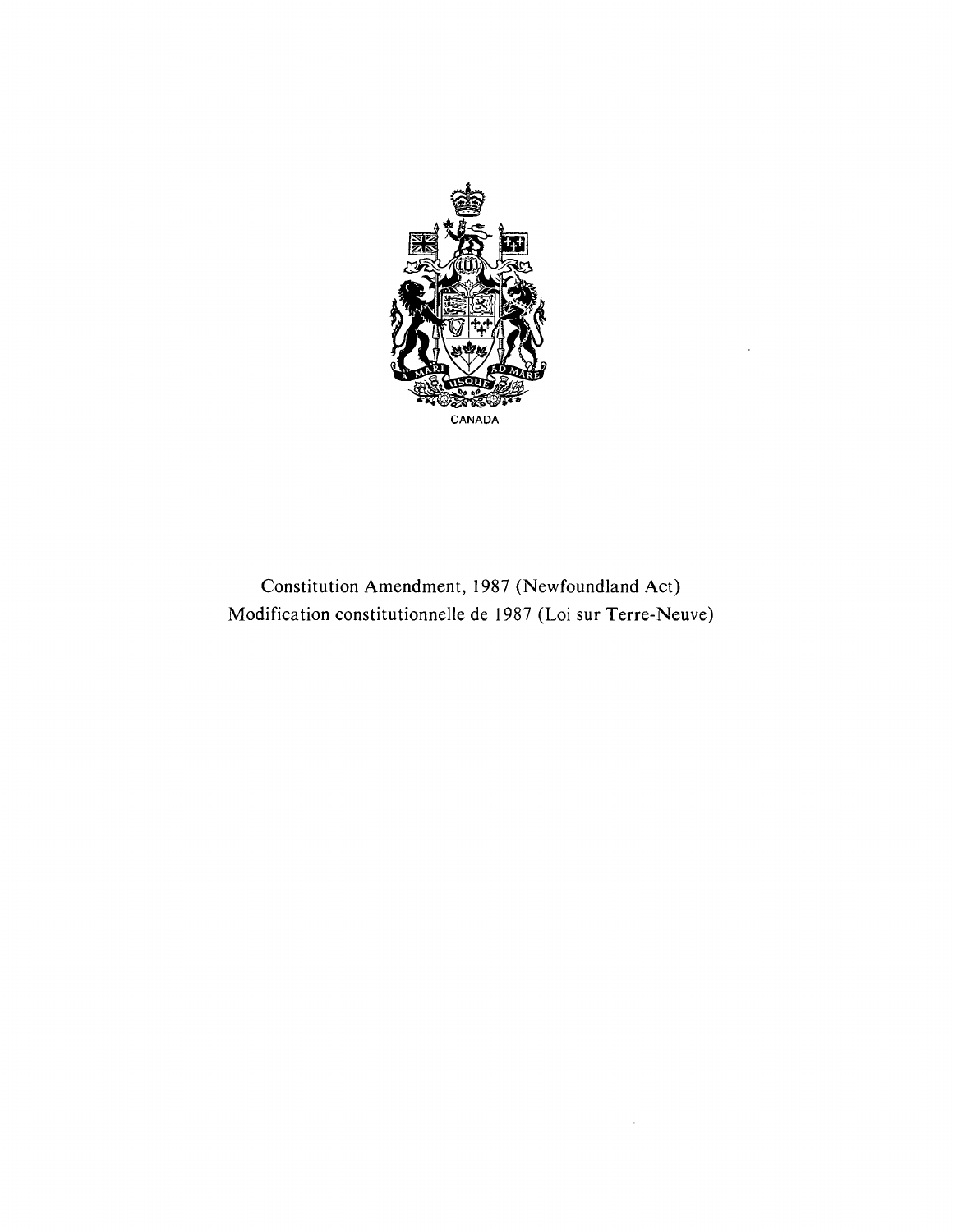CANADA

# Constitution Amendment, 1987 (Newfoundland Act)

# Modification constitutionnelle de 1987 (Loi sur Terre-Neuve)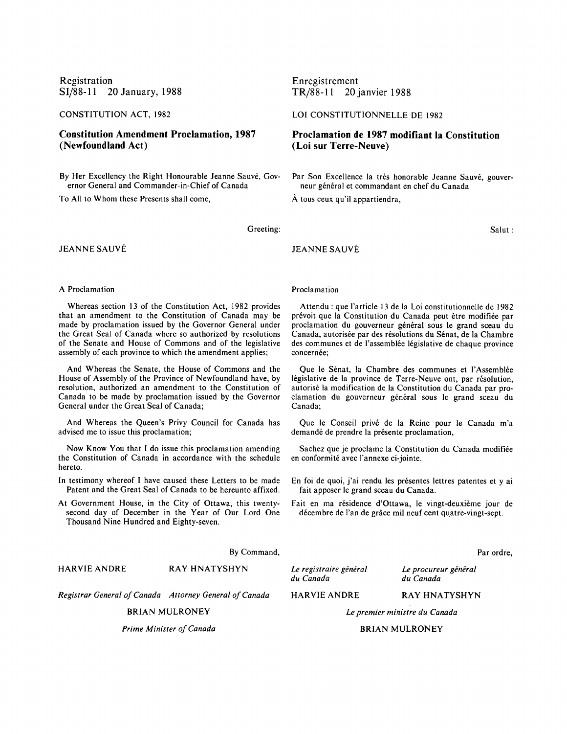Registration
SI/88-11 20 January, 1988

CONSTITUTION ACT, 1982

## Constitution Amendment Proclamation, 1987 (Newfoundland Act)

By Her Excellency the Right Honourable Jeanne Sauvé, Governor General and Commander-in-Chief of Canada

To All to Whom these Presents shall come,

Greeting:

JEANNE SAUVÉ

A Proclamation

Whereas section 13 of the Constitution Act, 1982 provides that an amendment to the Constitution of Canada may be made by proclamation issued by the Governor General under the Great Seal of Canada where so authorized by resolutions of the Senate and House of Commons and of the legislative assembly of each province to which the amendment applies;

And Whereas the Senate, the House of Commons and the House of Assembly of the Province of Newfoundland have, by resolution, authorized an amendment to the Constitution of Canada to be made by proclamation issued by the Governor General under the Great Seal of Canada;

And Whereas the Queen's Privy Council for Canada has advised me to issue this proclamation;

Now Know You that I do issue this proclamation amending the Constitution of Canada in accordance with the schedule hereto.

In testimony whereof I have caused these Letters to be made Patent and the Great Seal of Canada to be hereunto affixed.

At Government House, in the City of Ottawa, this twenty-second day of December in the Year of Our Lord One Thousand Nine Hundred and Eighty-seven.

By Command,

HARVIE ANDRE — *Registrar General of Canada*

RAY HNATYSHYN — *Attorney General of Canada*

BRIAN MULRONEY

*Prime Minister of Canada*

Enregistrement
TR/88-11 20 janvier 1988

LOI CONSTITUTIONNELLE DE 1982

## Proclamation de 1987 modifiant la Constitution (Loi sur Terre-Neuve)

Par Son Excellence la très honorable Jeanne Sauvé, gouverneur général et commandant en chef du Canada

À tous ceux qu'il appartiendra,

Salut :

JEANNE SAUVÉ

Proclamation

Attendu : que l'article 13 de la Loi constitutionnelle de 1982 prévoit que la Constitution du Canada peut être modifiée par proclamation du gouverneur général sous le grand sceau du Canada, autorisée par des résolutions du Sénat, de la Chambre des communes et de l'assemblée législative de chaque province concernée;

Que le Sénat, la Chambre des communes et l'Assemblée législative de la province de Terre-Neuve ont, par résolution, autorisé la modification de la Constitution du Canada par proclamation du gouverneur général sous le grand sceau du Canada;

Que le Conseil privé de la Reine pour le Canada m'a demandé de prendre la présente proclamation,

Sachez que je proclame la Constitution du Canada modifiée en conformité avec l'annexe ci-jointe.

En foi de quoi, j'ai rendu les présentes lettres patentes et y ai fait apposer le grand sceau du Canada.

Fait en ma résidence d'Ottawa, le vingt-deuxième jour de décembre de l'an de grâce mil neuf cent quatre-vingt-sept.

Par ordre,

*Le registraire général du Canada* — HARVIE ANDRE

*Le procureur général du Canada* — RAY HNATYSHYN

*Le premier ministre du Canada*

BRIAN MULRONEY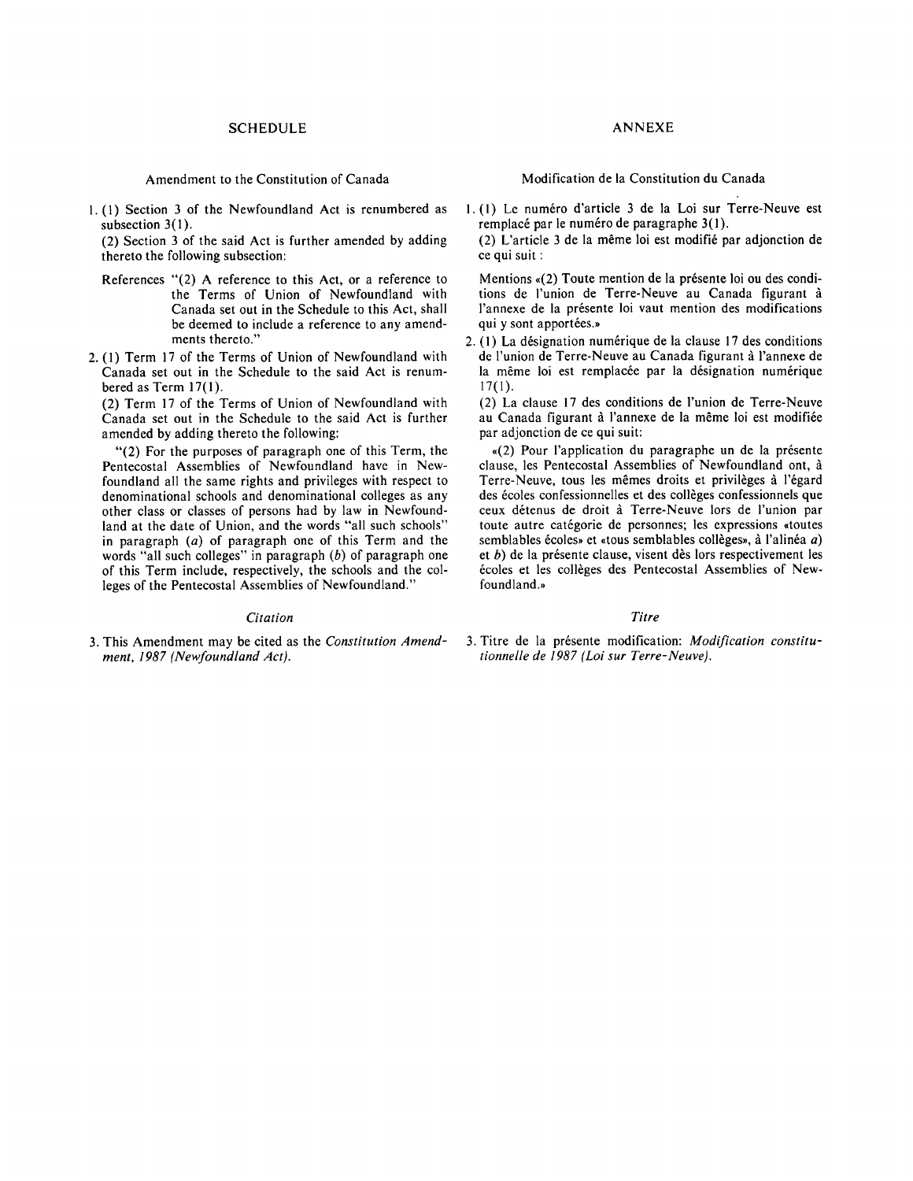## SCHEDULE

### Amendment to the Constitution of Canada

1. (1) Section 3 of the Newfoundland Act is renumbered as subsection 3(1).

(2) Section 3 of the said Act is further amended by adding thereto the following subsection:

References "(2) A reference to this Act, or a reference to the Terms of Union of Newfoundland with Canada set out in the Schedule to this Act, shall be deemed to include a reference to any amendments thereto."

2. (1) Term 17 of the Terms of Union of Newfoundland with Canada set out in the Schedule to the said Act is renumbered as Term 17(1).

(2) Term 17 of the Terms of Union of Newfoundland with Canada set out in the Schedule to the said Act is further amended by adding thereto the following:

"(2) For the purposes of paragraph one of this Term, the Pentecostal Assemblies of Newfoundland have in Newfoundland all the same rights and privileges with respect to denominational schools and denominational colleges as any other class or classes of persons had by law in Newfoundland at the date of Union, and the words "all such schools" in paragraph (*a*) of paragraph one of this Term and the words "all such colleges" in paragraph (*b*) of paragraph one of this Term include, respectively, the schools and the colleges of the Pentecostal Assemblies of Newfoundland."

*Citation*

3. This Amendment may be cited as the *Constitution Amendment, 1987 (Newfoundland Act)*.

## ANNEXE

### Modification de la Constitution du Canada

1. (1) Le numéro d'article 3 de la Loi sur Terre-Neuve est remplacé par le numéro de paragraphe 3(1).

(2) L'article 3 de la même loi est modifié par adjonction de ce qui suit :

Mentions «(2) Toute mention de la présente loi ou des conditions de l'union de Terre-Neuve au Canada figurant à l'annexe de la présente loi vaut mention des modifications qui y sont apportées.»

2. (1) La désignation numérique de la clause 17 des conditions de l'union de Terre-Neuve au Canada figurant à l'annexe de la même loi est remplacée par la désignation numérique 17(1).

(2) La clause 17 des conditions de l'union de Terre-Neuve au Canada figurant à l'annexe de la même loi est modifiée par adjonction de ce qui suit:

«(2) Pour l'application du paragraphe un de la présente clause, les Pentecostal Assemblies of Newfoundland ont, à Terre-Neuve, tous les mêmes droits et privilèges à l'égard des écoles confessionnelles et des collèges confessionnels que ceux détenus de droit à Terre-Neuve lors de l'union par toute autre catégorie de personnes; les expressions «toutes semblables écoles» et «tous semblables collèges», à l'alinéa *a)* et *b)* de la présente clause, visent dès lors respectivement les écoles et les collèges des Pentecostal Assemblies of Newfoundland.»

*Titre*

3. Titre de la présente modification: *Modification constitutionnelle de 1987 (Loi sur Terre-Neuve)*.